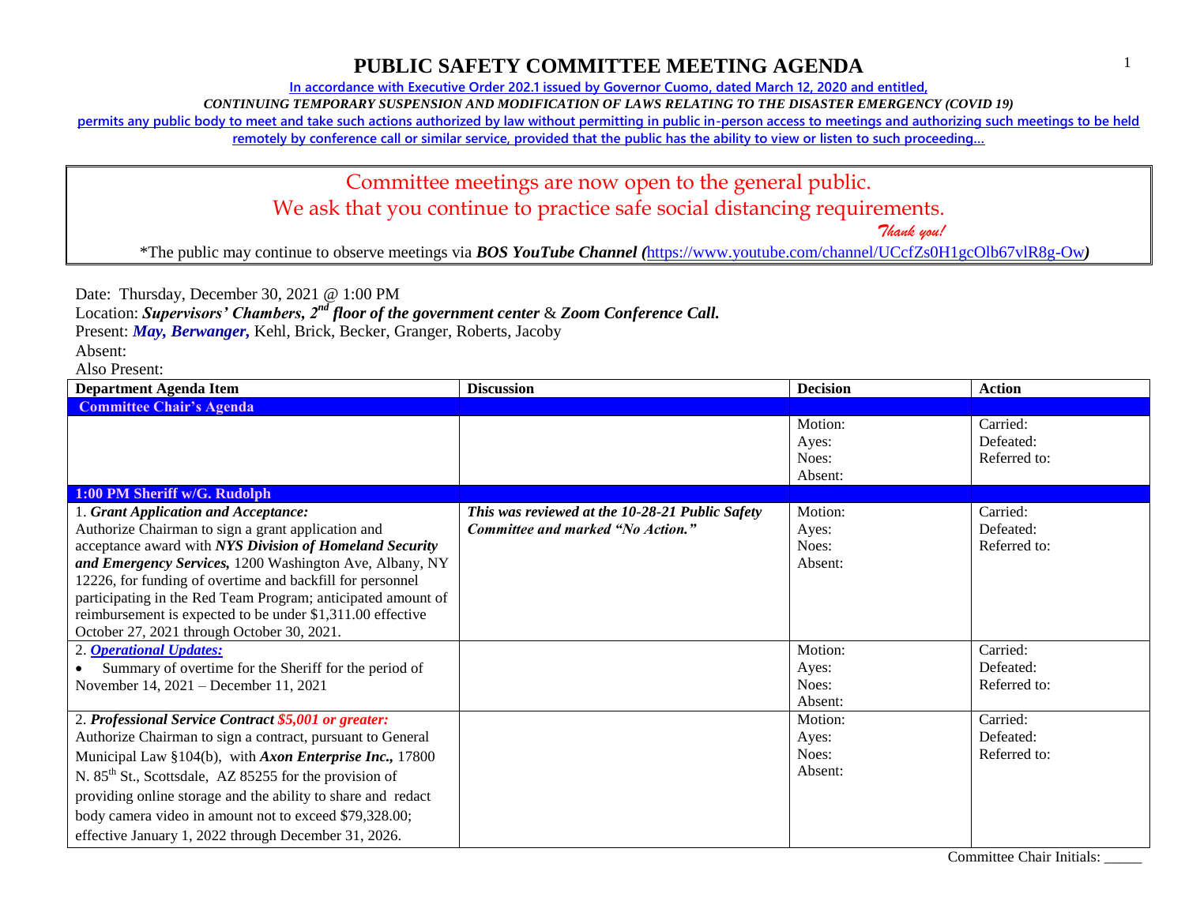# PUBLIC SAFETY COMMITTEE MEETING AGENDA

**In accordance with Executive Order 202.1 issued by Governor Cuomo, dated March 12, 2020 and entitled,**

***CONTINUING TEMPORARY SUSPENSION AND MODIFICATION OF LAWS RELATING TO THE DISASTER EMERGENCY (COVID 19)***

**permits any public body to meet and take such actions authorized by law without permitting in public in-person access to meetings and authorizing such meetings to be held remotely by conference call or similar service, provided that the public has the ability to view or listen to such proceeding…**

Committee meetings are now open to the general public.

We ask that you continue to practice safe social distancing requirements.

*Thank you!*

*The public may continue to observe meetings via ***BOS YouTube Channel (***https://www.youtube.com/channel/UCcfZs0H1gcOlb67vlR8g-Ow***)***

Date: Thursday, December 30, 2021 @ 1:00 PM

Location: ***Supervisors' Chambers, 2nd floor of the government center*** & ***Zoom Conference Call.***

Present: ***May, Berwanger,*** Kehl, Brick, Becker, Granger, Roberts, Jacoby

Absent:

Also Present:

| Department Agenda Item | Discussion | Decision | Action |
|---|---|---|---|
| **Committee Chair's Agenda** | | | |
| | | Motion:<br>Ayes:<br>Noes:<br>Absent: | Carried:<br>Defeated:<br>Referred to: |
| **1:00 PM Sheriff w/G. Rudolph** | | | |
| 1. ***Grant Application and Acceptance:***<br>Authorize Chairman to sign a grant application and acceptance award with ***NYS Division of Homeland Security and Emergency Services,*** 1200 Washington Ave, Albany, NY 12226, for funding of overtime and backfill for personnel participating in the Red Team Program; anticipated amount of reimbursement is expected to be under $1,311.00 effective October 27, 2021 through October 30, 2021. | ***This was reviewed at the 10-28-21 Public Safety Committee and marked "No Action."*** | Motion:<br>Ayes:<br>Noes:<br>Absent: | Carried:<br>Defeated:<br>Referred to: |
| 2. ***Operational Updates:***<br>• Summary of overtime for the Sheriff for the period of November 14, 2021 – December 11, 2021 | | Motion:<br>Ayes:<br>Noes:<br>Absent: | Carried:<br>Defeated:<br>Referred to: |
| 2. ***Professional Service Contract $5,001 or greater:***<br>Authorize Chairman to sign a contract, pursuant to General Municipal Law §104(b), with ***Axon Enterprise Inc.,*** 17800 N. 85th St., Scottsdale, AZ 85255 for the provision of providing online storage and the ability to share and redact body camera video in amount not to exceed $79,328.00; effective January 1, 2022 through December 31, 2026. | | Motion:<br>Ayes:<br>Noes:<br>Absent: | Carried:<br>Defeated:<br>Referred to: |

Committee Chair Initials: _____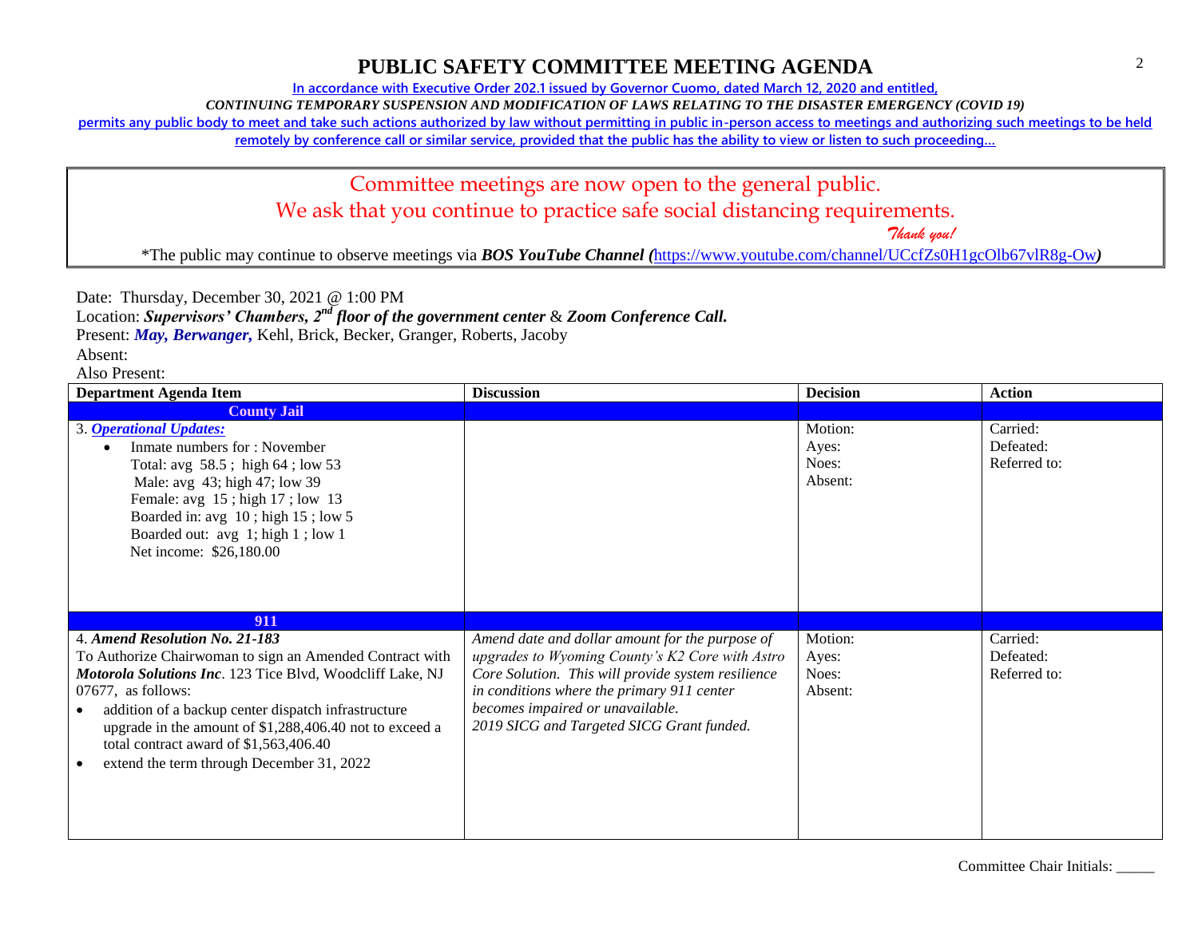# PUBLIC SAFETY COMMITTEE MEETING AGENDA

In accordance with Executive Order 202.1 issued by Governor Cuomo, dated March 12, 2020 and entitled,

*CONTINUING TEMPORARY SUSPENSION AND MODIFICATION OF LAWS RELATING TO THE DISASTER EMERGENCY (COVID 19)*

permits any public body to meet and take such actions authorized by law without permitting in public in-person access to meetings and authorizing such meetings to be held remotely by conference call or similar service, provided that the public has the ability to view or listen to such proceeding…

Committee meetings are now open to the general public.
We ask that you continue to practice safe social distancing requirements.
*Thank you!*

*The public may continue to observe meetings via ***BOS YouTube Channel (***https://www.youtube.com/channel/UCcfZs0H1gcOlb67vlR8g-Ow***)***

Date: Thursday, December 30, 2021 @ 1:00 PM
Location: ***Supervisors' Chambers, 2nd floor of the government center*** & ***Zoom Conference Call.***
Present: ***May, Berwanger,*** Kehl, Brick, Becker, Granger, Roberts, Jacoby
Absent:
Also Present:

| Department Agenda Item | Discussion | Decision | Action |
|---|---|---|---|
| **County Jail** | | | |
| 3. ***Operational Updates:***<br>• Inmate numbers for : November<br>Total: avg 58.5 ; high 64 ; low 53<br>Male: avg 43; high 47; low 39<br>Female: avg 15 ; high 17 ; low 13<br>Boarded in: avg 10 ; high 15 ; low 5<br>Boarded out: avg 1; high 1 ; low 1<br>Net income: $26,180.00 | | Motion:<br>Ayes:<br>Noes:<br>Absent: | Carried:<br>Defeated:<br>Referred to: |
| **911** | | | |
| 4. ***Amend Resolution No. 21-183***<br>To Authorize Chairwoman to sign an Amended Contract with ***Motorola Solutions Inc***. 123 Tice Blvd, Woodcliff Lake, NJ 07677, as follows:<br>• addition of a backup center dispatch infrastructure upgrade in the amount of $1,288,406.40 not to exceed a total contract award of $1,563,406.40<br>• extend the term through December 31, 2022 | *Amend date and dollar amount for the purpose of upgrades to Wyoming County's K2 Core with Astro Core Solution. This will provide system resilience in conditions where the primary 911 center becomes impaired or unavailable.*<br>*2019 SICG and Targeted SICG Grant funded.* | Motion:<br>Ayes:<br>Noes:<br>Absent: | Carried:<br>Defeated:<br>Referred to: |

Committee Chair Initials: _____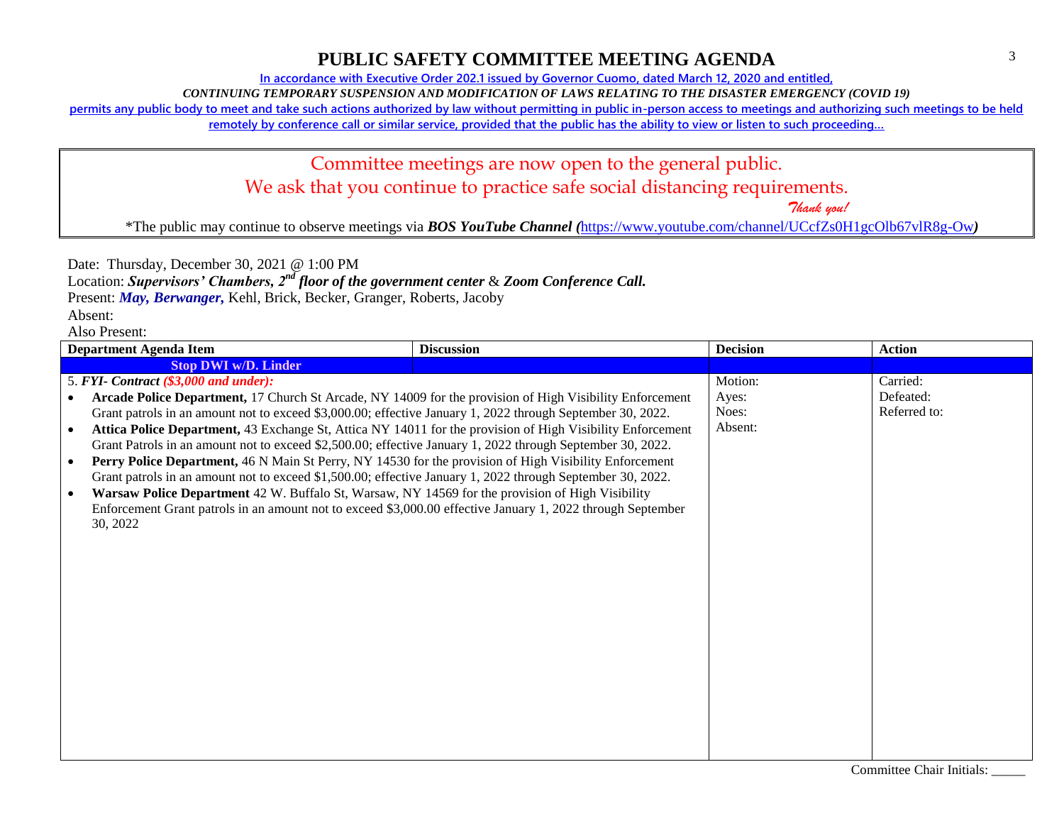# PUBLIC SAFETY COMMITTEE MEETING AGENDA

In accordance with Executive Order 202.1 issued by Governor Cuomo, dated March 12, 2020 and entitled,

*CONTINUING TEMPORARY SUSPENSION AND MODIFICATION OF LAWS RELATING TO THE DISASTER EMERGENCY (COVID 19)*

permits any public body to meet and take such actions authorized by law without permitting in public in-person access to meetings and authorizing such meetings to be held remotely by conference call or similar service, provided that the public has the ability to view or listen to such proceeding…

Committee meetings are now open to the general public.
We ask that you continue to practice safe social distancing requirements.
*Thank you!*

*The public may continue to observe meetings via ***BOS YouTube Channel (***https://www.youtube.com/channel/UCcfZs0H1gcOlb67vlR8g-Ow***)***

Date: Thursday, December 30, 2021 @ 1:00 PM
Location: ***Supervisors' Chambers, 2nd floor of the government center*** & ***Zoom Conference Call.***
Present: ***May, Berwanger,*** Kehl, Brick, Becker, Granger, Roberts, Jacoby
Absent:
Also Present:

| Department Agenda Item | Discussion | Decision | Action |
|---|---|---|---|
| **Stop DWI w/D. Linder** | | | |
| 5. ***FYI- Contract ($3,000 and under):*** <br>• **Arcade Police Department,** 17 Church St Arcade, NY 14009 for the provision of High Visibility Enforcement Grant patrols in an amount not to exceed $3,000.00; effective January 1, 2022 through September 30, 2022. <br>• **Attica Police Department,** 43 Exchange St, Attica NY 14011 for the provision of High Visibility Enforcement Grant Patrols in an amount not to exceed $2,500.00; effective January 1, 2022 through September 30, 2022. <br>• **Perry Police Department,** 46 N Main St Perry, NY 14530 for the provision of High Visibility Enforcement Grant patrols in an amount not to exceed $1,500.00; effective January 1, 2022 through September 30, 2022. <br>• **Warsaw Police Department** 42 W. Buffalo St, Warsaw, NY 14569 for the provision of High Visibility Enforcement Grant patrols in an amount not to exceed $3,000.00 effective January 1, 2022 through September 30, 2022 | | Motion: <br>Ayes: <br>Noes: <br>Absent: | Carried: <br>Defeated: <br>Referred to: |

Committee Chair Initials: _____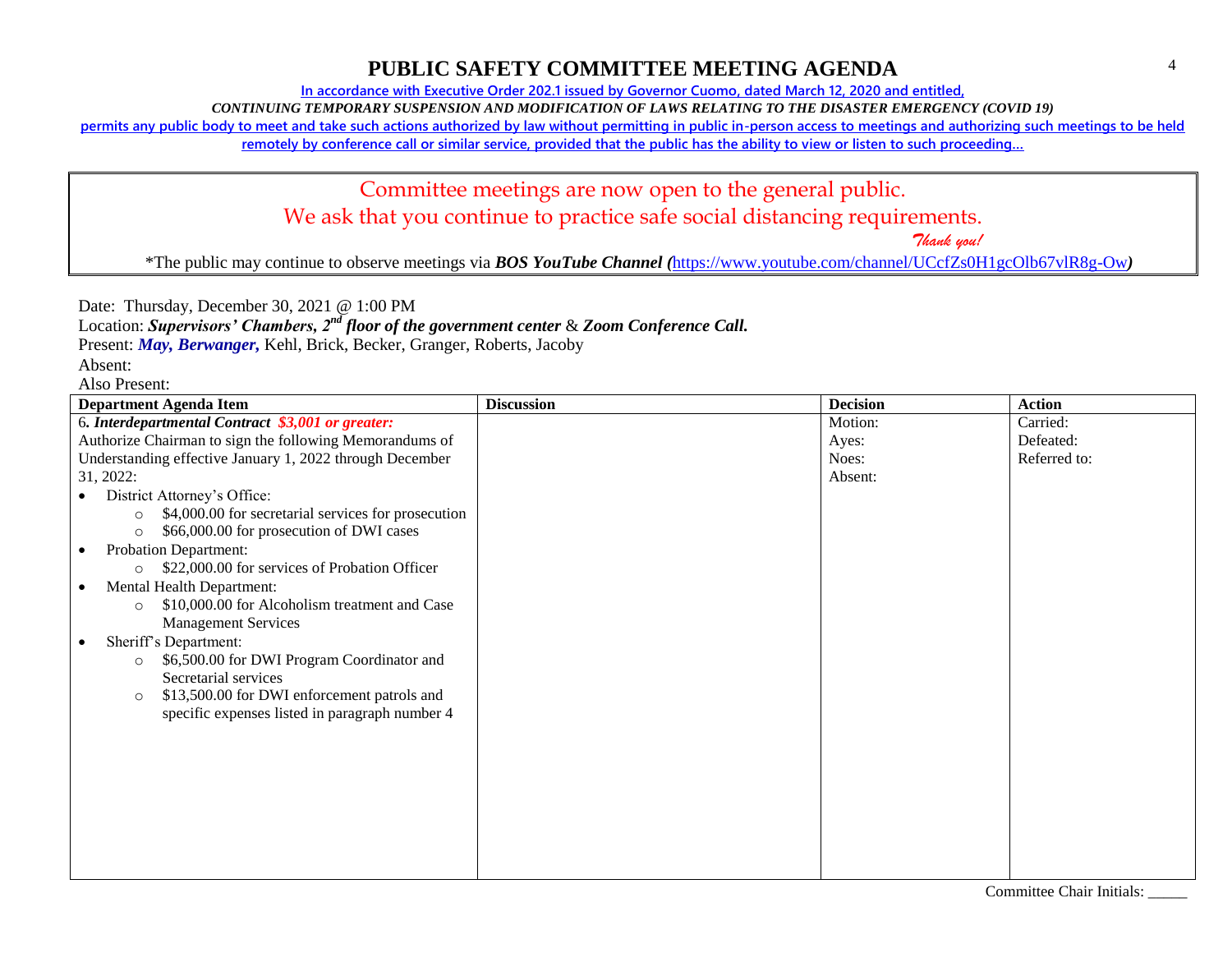# PUBLIC SAFETY COMMITTEE MEETING AGENDA

In accordance with Executive Order 202.1 issued by Governor Cuomo, dated March 12, 2020 and entitled,

*CONTINUING TEMPORARY SUSPENSION AND MODIFICATION OF LAWS RELATING TO THE DISASTER EMERGENCY (COVID 19)*

permits any public body to meet and take such actions authorized by law without permitting in public in-person access to meetings and authorizing such meetings to be held remotely by conference call or similar service, provided that the public has the ability to view or listen to such proceeding…

> Committee meetings are now open to the general public.
> We ask that you continue to practice safe social distancing requirements.
> *Thank you!*
>
> *The public may continue to observe meetings via ***BOS YouTube Channel*** *(*https://www.youtube.com/channel/UCcfZs0H1gcOlb67vlR8g-Ow*)*

Date: Thursday, December 30, 2021 @ 1:00 PM

Location: ***Supervisors' Chambers, 2nd floor of the government center*** & ***Zoom Conference Call.***

Present: ***May, Berwanger,*** Kehl, Brick, Becker, Granger, Roberts, Jacoby

Absent:

Also Present:

| Department Agenda Item | Discussion | Decision | Action |
|---|---|---|---|
| 6. ***Interdepartmental Contract*** ***$3,001 or greater:*** Authorize Chairman to sign the following Memorandums of Understanding effective January 1, 2022 through December 31, 2022:<br>• District Attorney's Office:<br>  ○ $4,000.00 for secretarial services for prosecution<br>  ○ $66,000.00 for prosecution of DWI cases<br>• Probation Department:<br>  ○ $22,000.00 for services of Probation Officer<br>• Mental Health Department:<br>  ○ $10,000.00 for Alcoholism treatment and Case Management Services<br>• Sheriff's Department:<br>  ○ $6,500.00 for DWI Program Coordinator and Secretarial services<br>  ○ $13,500.00 for DWI enforcement patrols and specific expenses listed in paragraph number 4 | | Motion:<br>Ayes:<br>Noes:<br>Absent: | Carried:<br>Defeated:<br>Referred to: |

Committee Chair Initials: _____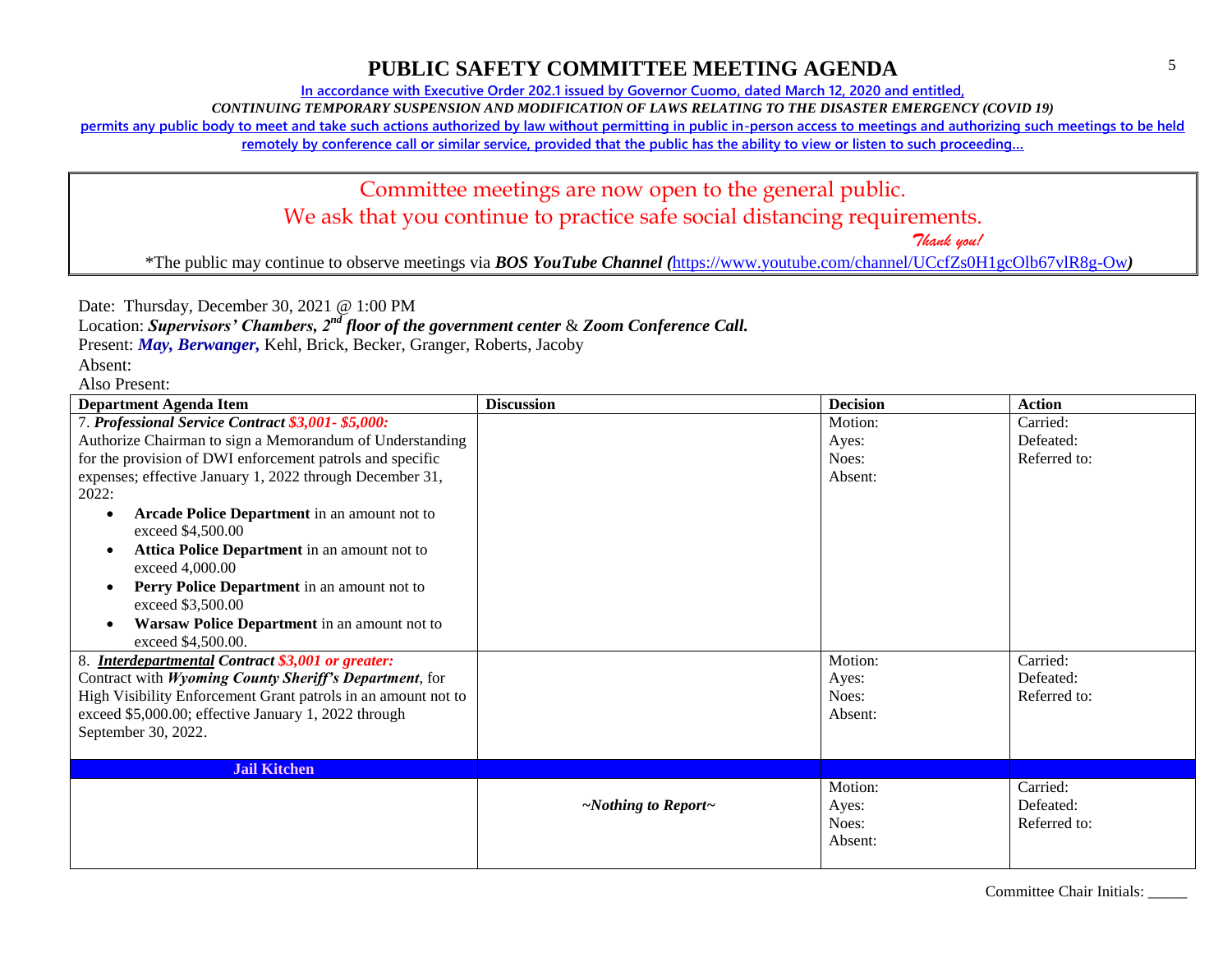# PUBLIC SAFETY COMMITTEE MEETING AGENDA

In accordance with Executive Order 202.1 issued by Governor Cuomo, dated March 12, 2020 and entitled,

*CONTINUING TEMPORARY SUSPENSION AND MODIFICATION OF LAWS RELATING TO THE DISASTER EMERGENCY (COVID 19)*

permits any public body to meet and take such actions authorized by law without permitting in public in-person access to meetings and authorizing such meetings to be held remotely by conference call or similar service, provided that the public has the ability to view or listen to such proceeding…

Committee meetings are now open to the general public.

We ask that you continue to practice safe social distancing requirements.

*Thank you!*

*The public may continue to observe meetings via ***BOS YouTube Channel*** *(*https://www.youtube.com/channel/UCcfZs0H1gcOlb67vlR8g-Ow*)*

Date: Thursday, December 30, 2021 @ 1:00 PM

Location: ***Supervisors' Chambers, 2nd floor of the government center*** & ***Zoom Conference Call.***

Present: ***May, Berwanger,*** Kehl, Brick, Becker, Granger, Roberts, Jacoby

Absent:

Also Present:

| Department Agenda Item | Discussion | Decision | Action |
|---|---|---|---|
| 7. ***Professional Service Contract $3,001- $5,000:*** Authorize Chairman to sign a Memorandum of Understanding for the provision of DWI enforcement patrols and specific expenses; effective January 1, 2022 through December 31, 2022:<br>• **Arcade Police Department** in an amount not to exceed $4,500.00<br>• **Attica Police Department** in an amount not to exceed 4,000.00<br>• **Perry Police Department** in an amount not to exceed $3,500.00<br>• **Warsaw Police Department** in an amount not to exceed $4,500.00. | | Motion:<br>Ayes:<br>Noes:<br>Absent: | Carried:<br>Defeated:<br>Referred to: |
| 8. ***Interdepartmental Contract $3,001 or greater:*** Contract with ***Wyoming County Sheriff's Department***, for High Visibility Enforcement Grant patrols in an amount not to exceed $5,000.00; effective January 1, 2022 through September 30, 2022. | | Motion:<br>Ayes:<br>Noes:<br>Absent: | Carried:<br>Defeated:<br>Referred to: |
| **Jail Kitchen** | | | |
| | ***~Nothing to Report~*** | Motion:<br>Ayes:<br>Noes:<br>Absent: | Carried:<br>Defeated:<br>Referred to: |

Committee Chair Initials: _____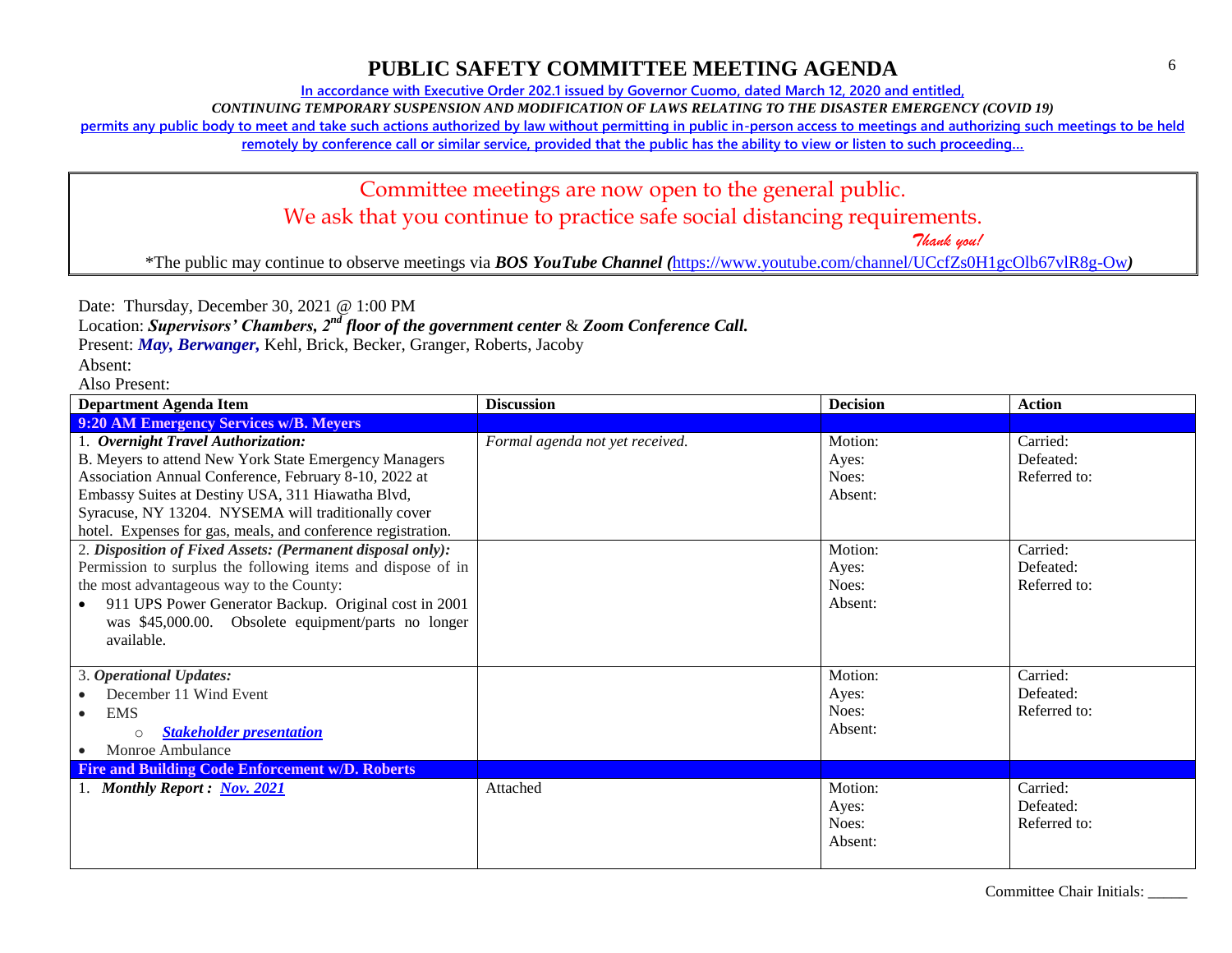# PUBLIC SAFETY COMMITTEE MEETING AGENDA

**In accordance with Executive Order 202.1 issued by Governor Cuomo, dated March 12, 2020 and entitled,**

***CONTINUING TEMPORARY SUSPENSION AND MODIFICATION OF LAWS RELATING TO THE DISASTER EMERGENCY (COVID 19)***

**permits any public body to meet and take such actions authorized by law without permitting in public in-person access to meetings and authorizing such meetings to be held remotely by conference call or similar service, provided that the public has the ability to view or listen to such proceeding…**

Committee meetings are now open to the general public.
We ask that you continue to practice safe social distancing requirements.
*Thank you!*

*The public may continue to observe meetings via ***BOS YouTube Channel (***https://www.youtube.com/channel/UCcfZs0H1gcOlb67vlR8g-Ow***)***

Date: Thursday, December 30, 2021 @ 1:00 PM
Location: ***Supervisors' Chambers, 2nd floor of the government center*** & ***Zoom Conference Call.***
Present: ***May, Berwanger,*** Kehl, Brick, Becker, Granger, Roberts, Jacoby
Absent:
Also Present:

| Department Agenda Item | Discussion | Decision | Action |
|---|---|---|---|
| **9:20 AM Emergency Services w/B. Meyers** | | | |
| 1. ***Overnight Travel Authorization:*** B. Meyers to attend New York State Emergency Managers Association Annual Conference, February 8-10, 2022 at Embassy Suites at Destiny USA, 311 Hiawatha Blvd, Syracuse, NY 13204. NYSEMA will traditionally cover hotel. Expenses for gas, meals, and conference registration. | *Formal agenda not yet received.* | Motion:<br>Ayes:<br>Noes:<br>Absent: | Carried:<br>Defeated:<br>Referred to: |
| 2. ***Disposition of Fixed Assets: (Permanent disposal only):*** Permission to surplus the following items and dispose of in the most advantageous way to the County:<br>• 911 UPS Power Generator Backup. Original cost in 2001 was $45,000.00. Obsolete equipment/parts no longer available. | | Motion:<br>Ayes:<br>Noes:<br>Absent: | Carried:<br>Defeated:<br>Referred to: |
| 3. ***Operational Updates:***<br>• December 11 Wind Event<br>• EMS<br>  ○ ***Stakeholder presentation***<br>• Monroe Ambulance | | Motion:<br>Ayes:<br>Noes:<br>Absent: | Carried:<br>Defeated:<br>Referred to: |
| **Fire and Building Code Enforcement w/D. Roberts** | | | |
| 1. ***Monthly Report : Nov. 2021*** | Attached | Motion:<br>Ayes:<br>Noes:<br>Absent: | Carried:<br>Defeated:<br>Referred to: |

Committee Chair Initials: _____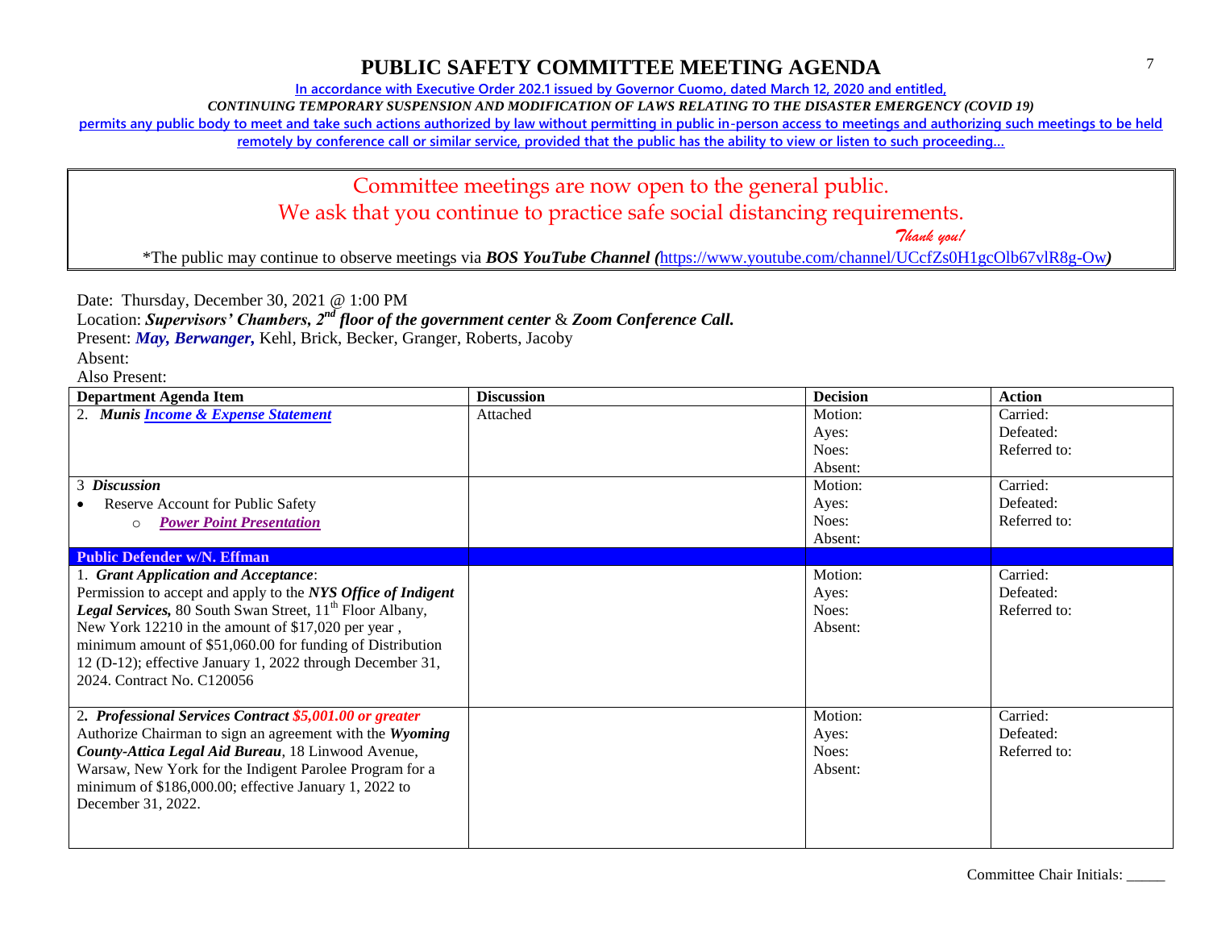# PUBLIC SAFETY COMMITTEE MEETING AGENDA

**In accordance with Executive Order 202.1 issued by Governor Cuomo, dated March 12, 2020 and entitled,**

***CONTINUING TEMPORARY SUSPENSION AND MODIFICATION OF LAWS RELATING TO THE DISASTER EMERGENCY (COVID 19)***

**permits any public body to meet and take such actions authorized by law without permitting in public in-person access to meetings and authorizing such meetings to be held remotely by conference call or similar service, provided that the public has the ability to view or listen to such proceeding…**

> Committee meetings are now open to the general public.
> We ask that you continue to practice safe social distancing requirements.
> *Thank you!*
>
> *The public may continue to observe meetings via ***BOS YouTube Channel (***https://www.youtube.com/channel/UCcfZs0H1gcOlb67vlR8g-Ow***)***

Date: Thursday, December 30, 2021 @ 1:00 PM

Location: ***Supervisors' Chambers, 2nd floor of the government center*** & ***Zoom Conference Call.***

Present: ***May, Berwanger,*** Kehl, Brick, Becker, Granger, Roberts, Jacoby

Absent:

Also Present:

| Department Agenda Item | Discussion | Decision | Action |
|---|---|---|---|
| 2. ***Munis Income & Expense Statement*** | Attached | Motion:<br>Ayes:<br>Noes:<br>Absent: | Carried:<br>Defeated:<br>Referred to: |
| 3 ***Discussion***<br>• Reserve Account for Public Safety<br>　○ ***Power Point Presentation*** | | Motion:<br>Ayes:<br>Noes:<br>Absent: | Carried:<br>Defeated:<br>Referred to: |
| **Public Defender w/N. Effman** | | | |
| 1. ***Grant Application and Acceptance***:<br>Permission to accept and apply to the ***NYS Office of Indigent Legal Services,*** 80 South Swan Street, 11th Floor Albany, New York 12210 in the amount of $17,020 per year , minimum amount of $51,060.00 for funding of Distribution 12 (D-12); effective January 1, 2022 through December 31, 2024. Contract No. C120056 | | Motion:<br>Ayes:<br>Noes:<br>Absent: | Carried:<br>Defeated:<br>Referred to: |
| 2**.** ***Professional Services Contract $5,001.00 or greater***<br>Authorize Chairman to sign an agreement with the ***Wyoming County-Attica Legal Aid Bureau***, 18 Linwood Avenue, Warsaw, New York for the Indigent Parolee Program for a minimum of $186,000.00; effective January 1, 2022 to December 31, 2022. | | Motion:<br>Ayes:<br>Noes:<br>Absent: | Carried:<br>Defeated:<br>Referred to: |

Committee Chair Initials: _____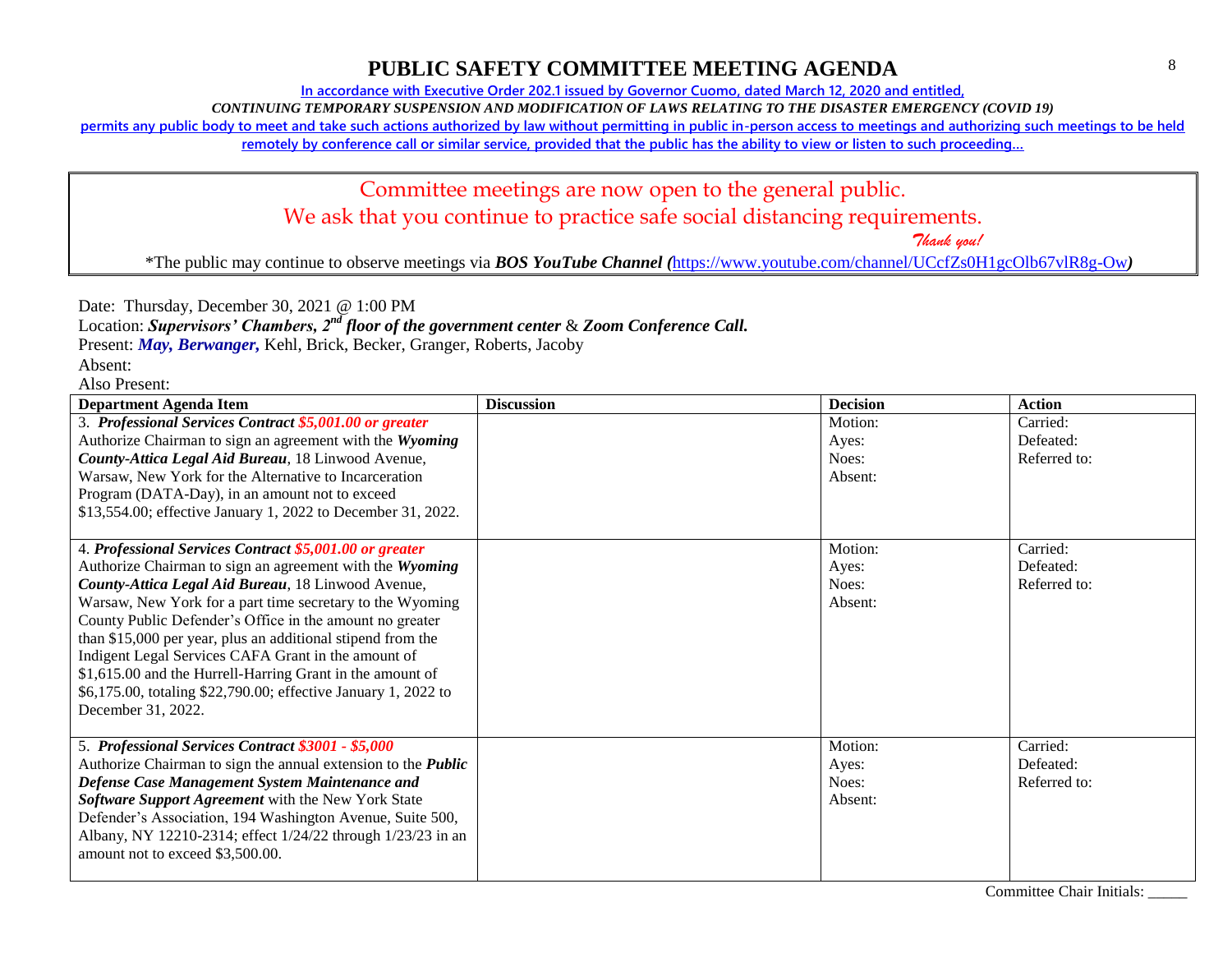# PUBLIC SAFETY COMMITTEE MEETING AGENDA

In accordance with Executive Order 202.1 issued by Governor Cuomo, dated March 12, 2020 and entitled,

*CONTINUING TEMPORARY SUSPENSION AND MODIFICATION OF LAWS RELATING TO THE DISASTER EMERGENCY (COVID 19)*

permits any public body to meet and take such actions authorized by law without permitting in public in-person access to meetings and authorizing such meetings to be held remotely by conference call or similar service, provided that the public has the ability to view or listen to such proceeding…

Committee meetings are now open to the general public.
We ask that you continue to practice safe social distancing requirements.
*Thank you!*

*The public may continue to observe meetings via ***BOS YouTube Channel*** (https://www.youtube.com/channel/UCcfZs0H1gcOlb67vlR8g-Ow)

Date: Thursday, December 30, 2021 @ 1:00 PM
Location: ***Supervisors' Chambers, 2nd floor of the government center*** & ***Zoom Conference Call.***
Present: ***May, Berwanger,*** Kehl, Brick, Becker, Granger, Roberts, Jacoby
Absent:
Also Present:

| Department Agenda Item | Discussion | Decision | Action |
|---|---|---|---|
| 3. ***Professional Services Contract $5,001.00 or greater*** Authorize Chairman to sign an agreement with the ***Wyoming County-Attica Legal Aid Bureau***, 18 Linwood Avenue, Warsaw, New York for the Alternative to Incarceration Program (DATA-Day), in an amount not to exceed $13,554.00; effective January 1, 2022 to December 31, 2022. | | Motion:<br>Ayes:<br>Noes:<br>Absent: | Carried:<br>Defeated:<br>Referred to: |
| 4. ***Professional Services Contract $5,001.00 or greater*** Authorize Chairman to sign an agreement with the ***Wyoming County-Attica Legal Aid Bureau***, 18 Linwood Avenue, Warsaw, New York for a part time secretary to the Wyoming County Public Defender's Office in the amount no greater than $15,000 per year, plus an additional stipend from the Indigent Legal Services CAFA Grant in the amount of $1,615.00 and the Hurrell-Harring Grant in the amount of $6,175.00, totaling $22,790.00; effective January 1, 2022 to December 31, 2022. | | Motion:<br>Ayes:<br>Noes:<br>Absent: | Carried:<br>Defeated:<br>Referred to: |
| 5. ***Professional Services Contract $3001 - $5,000*** Authorize Chairman to sign the annual extension to the ***Public Defense Case Management System Maintenance and Software Support Agreement*** with the New York State Defender's Association, 194 Washington Avenue, Suite 500, Albany, NY 12210-2314; effect 1/24/22 through 1/23/23 in an amount not to exceed $3,500.00. | | Motion:<br>Ayes:<br>Noes:<br>Absent: | Carried:<br>Defeated:<br>Referred to: |

Committee Chair Initials: _____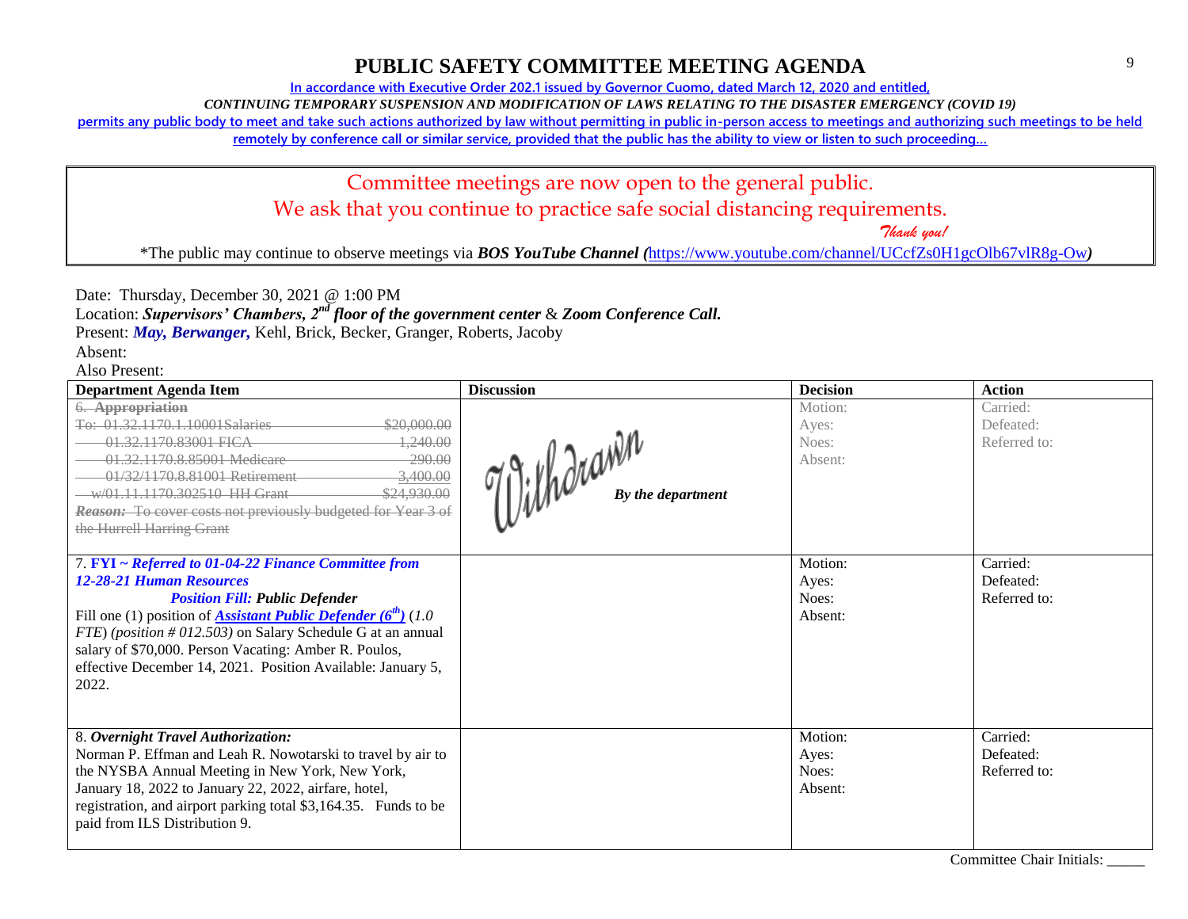# PUBLIC SAFETY COMMITTEE MEETING AGENDA

In accordance with Executive Order 202.1 issued by Governor Cuomo, dated March 12, 2020 and entitled,

*CONTINUING TEMPORARY SUSPENSION AND MODIFICATION OF LAWS RELATING TO THE DISASTER EMERGENCY (COVID 19)*

permits any public body to meet and take such actions authorized by law without permitting in public in-person access to meetings and authorizing such meetings to be held remotely by conference call or similar service, provided that the public has the ability to view or listen to such proceeding…

Committee meetings are now open to the general public.
We ask that you continue to practice safe social distancing requirements.
*Thank you!*

*The public may continue to observe meetings via ***BOS YouTube Channel*** (https://www.youtube.com/channel/UCcfZs0H1gcOlb67vlR8g-Ow)

Date: Thursday, December 30, 2021 @ 1:00 PM
Location: ***Supervisors' Chambers, 2nd floor of the government center*** & ***Zoom Conference Call.***
Present: ***May, Berwanger,*** Kehl, Brick, Becker, Granger, Roberts, Jacoby
Absent:
Also Present:

| Department Agenda Item | Discussion | Decision | Action |
|---|---|---|---|
| ~~6. **Appropriation**~~<br>~~To: 01.32.1170.1.10001Salaries $20,000.00~~<br>~~01.32.1170.83001 FICA 1,240.00~~<br>~~01.32.1170.8.85001 Medicare 290.00~~<br>~~01/32/1170.8.81001 Retirement 3,400.00~~<br>~~w/01.11.1170.302510 HH Grant $24,930.00~~<br>~~***Reason:*** To cover costs not previously budgeted for Year 3 of the Hurrell Harring Grant~~ | Withdrawn ***By the department*** | Motion:<br>Ayes:<br>Noes:<br>Absent: | Carried:<br>Defeated:<br>Referred to: |
| 7. **FYI ~ *Referred to 01-04-22 Finance Committee from 12-28-21 Human Resources***<br>***Position Fill: Public Defender***<br>Fill one (1) position of ***Assistant Public Defender (6th)*** (*1.0 FTE*) *(position # 012.503)* on Salary Schedule G at an annual salary of $70,000. Person Vacating: Amber R. Poulos, effective December 14, 2021. Position Available: January 5, 2022. | | Motion:<br>Ayes:<br>Noes:<br>Absent: | Carried:<br>Defeated:<br>Referred to: |
| 8. ***Overnight Travel Authorization:***<br>Norman P. Effman and Leah R. Nowotarski to travel by air to the NYSBA Annual Meeting in New York, New York, January 18, 2022 to January 22, 2022, airfare, hotel, registration, and airport parking total $3,164.35. Funds to be paid from ILS Distribution 9. | | Motion:<br>Ayes:<br>Noes:<br>Absent: | Carried:<br>Defeated:<br>Referred to: |

Committee Chair Initials: _____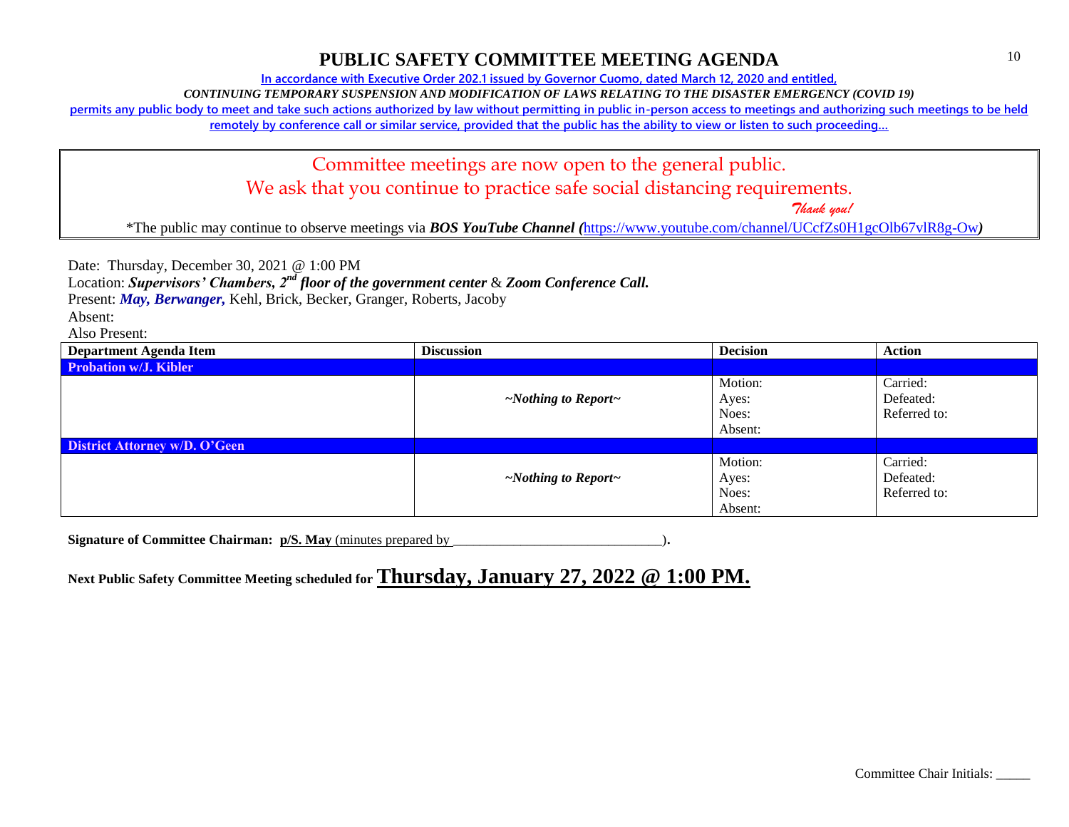# PUBLIC SAFETY COMMITTEE MEETING AGENDA

In accordance with Executive Order 202.1 issued by Governor Cuomo, dated March 12, 2020 and entitled,

*CONTINUING TEMPORARY SUSPENSION AND MODIFICATION OF LAWS RELATING TO THE DISASTER EMERGENCY (COVID 19)*

permits any public body to meet and take such actions authorized by law without permitting in public in-person access to meetings and authorizing such meetings to be held remotely by conference call or similar service, provided that the public has the ability to view or listen to such proceeding…

Committee meetings are now open to the general public.
We ask that you continue to practice safe social distancing requirements.
*Thank you!*

*The public may continue to observe meetings via ***BOS YouTube Channel (***https://www.youtube.com/channel/UCcfZs0H1gcOlb67vlR8g-Ow***)***

Date: Thursday, December 30, 2021 @ 1:00 PM
Location: ***Supervisors' Chambers, 2nd floor of the government center*** & ***Zoom Conference Call.***
Present: ***May, Berwanger,*** Kehl, Brick, Becker, Granger, Roberts, Jacoby
Absent:
Also Present:

| Department Agenda Item | Discussion | Decision | Action |
|---|---|---|---|
| **Probation w/J. Kibler** | | | |
| | *~Nothing to Report~* | Motion:<br>Ayes:<br>Noes:<br>Absent: | Carried:<br>Defeated:<br>Referred to: |
| **District Attorney w/D. O'Geen** | | | |
| | *~Nothing to Report~* | Motion:<br>Ayes:<br>Noes:<br>Absent: | Carried:<br>Defeated:<br>Referred to: |

**Signature of Committee Chairman: p/S. May** (minutes prepared by ______________________________).

**Next Public Safety Committee Meeting scheduled for Thursday, January 27, 2022 @ 1:00 PM.**

Committee Chair Initials: _____